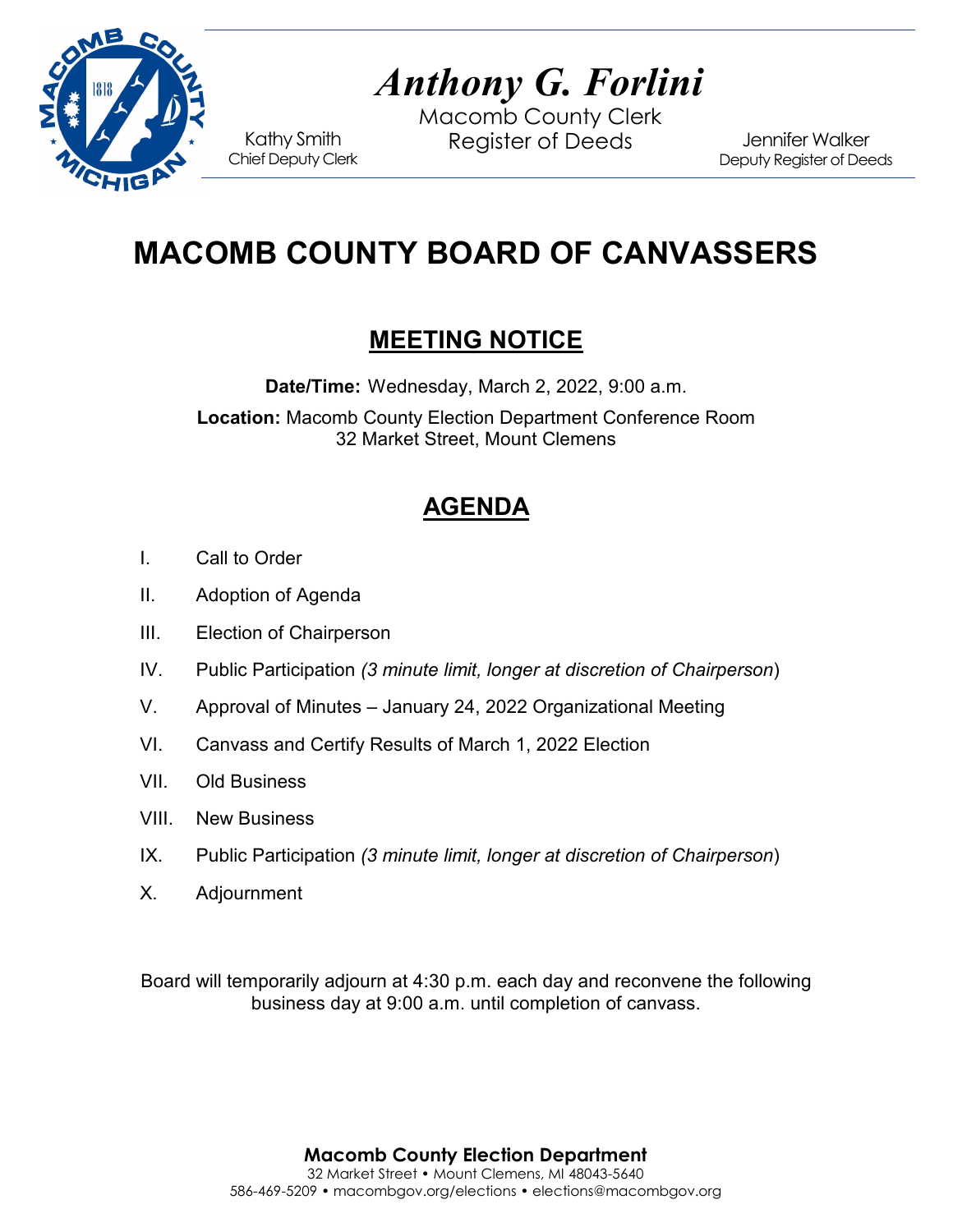*Anthony G. Forlini*

Macomb County Clerk
Register of Deeds

Kathy Smith
Chief Deputy Clerk

Jennifer Walker
Deputy Register of Deeds

# MACOMB COUNTY BOARD OF CANVASSERS

## MEETING NOTICE

**Date/Time:** Wednesday, March 2, 2022, 9:00 a.m.

**Location:** Macomb County Election Department Conference Room
32 Market Street, Mount Clemens

## AGENDA

I. Call to Order

II. Adoption of Agenda

III. Election of Chairperson

IV. Public Participation *(3 minute limit, longer at discretion of Chairperson)*

V. Approval of Minutes – January 24, 2022 Organizational Meeting

VI. Canvass and Certify Results of March 1, 2022 Election

VII. Old Business

VIII. New Business

IX. Public Participation *(3 minute limit, longer at discretion of Chairperson)*

X. Adjournment

Board will temporarily adjourn at 4:30 p.m. each day and reconvene the following business day at 9:00 a.m. until completion of canvass.

**Macomb County Election Department**
32 Market Street • Mount Clemens, MI 48043-5640
586-469-5209 • macombgov.org/elections • elections@macombgov.org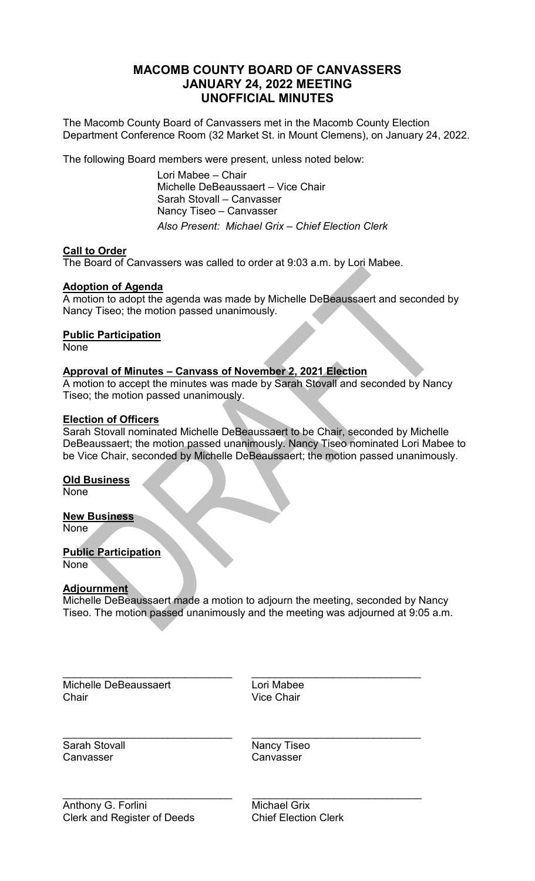# MACOMB COUNTY BOARD OF CANVASSERS
## JANUARY 24, 2022 MEETING
## UNOFFICIAL MINUTES

The Macomb County Board of Canvassers met in the Macomb County Election Department Conference Room (32 Market St. in Mount Clemens), on January 24, 2022.

The following Board members were present, unless noted below:

Lori Mabee – Chair
Michelle DeBeaussaert – Vice Chair
Sarah Stovall – Canvasser
Nancy Tiseo – Canvasser
*Also Present: Michael Grix – Chief Election Clerk*

**Call to Order**
The Board of Canvassers was called to order at 9:03 a.m. by Lori Mabee.

**Adoption of Agenda**
A motion to adopt the agenda was made by Michelle DeBeaussaert and seconded by Nancy Tiseo; the motion passed unanimously.

**Public Participation**
None

**Approval of Minutes – Canvass of November 2, 2021 Election**
A motion to accept the minutes was made by Sarah Stovall and seconded by Nancy Tiseo; the motion passed unanimously.

**Election of Officers**
Sarah Stovall nominated Michelle DeBeaussaert to be Chair, seconded by Michelle DeBeaussaert; the motion passed unanimously. Nancy Tiseo nominated Lori Mabee to be Vice Chair, seconded by Michelle DeBeaussaert; the motion passed unanimously.

**Old Business**
None

**New Business**
None

**Public Participation**
None

**Adjournment**
Michelle DeBeaussaert made a motion to adjourn the meeting, seconded by Nancy Tiseo. The motion passed unanimously and the meeting was adjourned at 9:05 a.m.

| | |
|---|---|
| \_\_\_\_\_\_\_\_\_\_\_\_\_\_\_\_\_\_\_\_\_\_\_\_\_\_\_\_ | \_\_\_\_\_\_\_\_\_\_\_\_\_\_\_\_\_\_\_\_\_\_\_\_\_\_\_\_ |
| Michelle DeBeaussaert<br>Chair | Lori Mabee<br>Vice Chair |
| \_\_\_\_\_\_\_\_\_\_\_\_\_\_\_\_\_\_\_\_\_\_\_\_\_\_\_\_ | \_\_\_\_\_\_\_\_\_\_\_\_\_\_\_\_\_\_\_\_\_\_\_\_\_\_\_\_ |
| Sarah Stovall<br>Canvasser | Nancy Tiseo<br>Canvasser |
| \_\_\_\_\_\_\_\_\_\_\_\_\_\_\_\_\_\_\_\_\_\_\_\_\_\_\_\_ | \_\_\_\_\_\_\_\_\_\_\_\_\_\_\_\_\_\_\_\_\_\_\_\_\_\_\_\_ |
| Anthony G. Forlini<br>Clerk and Register of Deeds | Michael Grix<br>Chief Election Clerk |

DRAFT